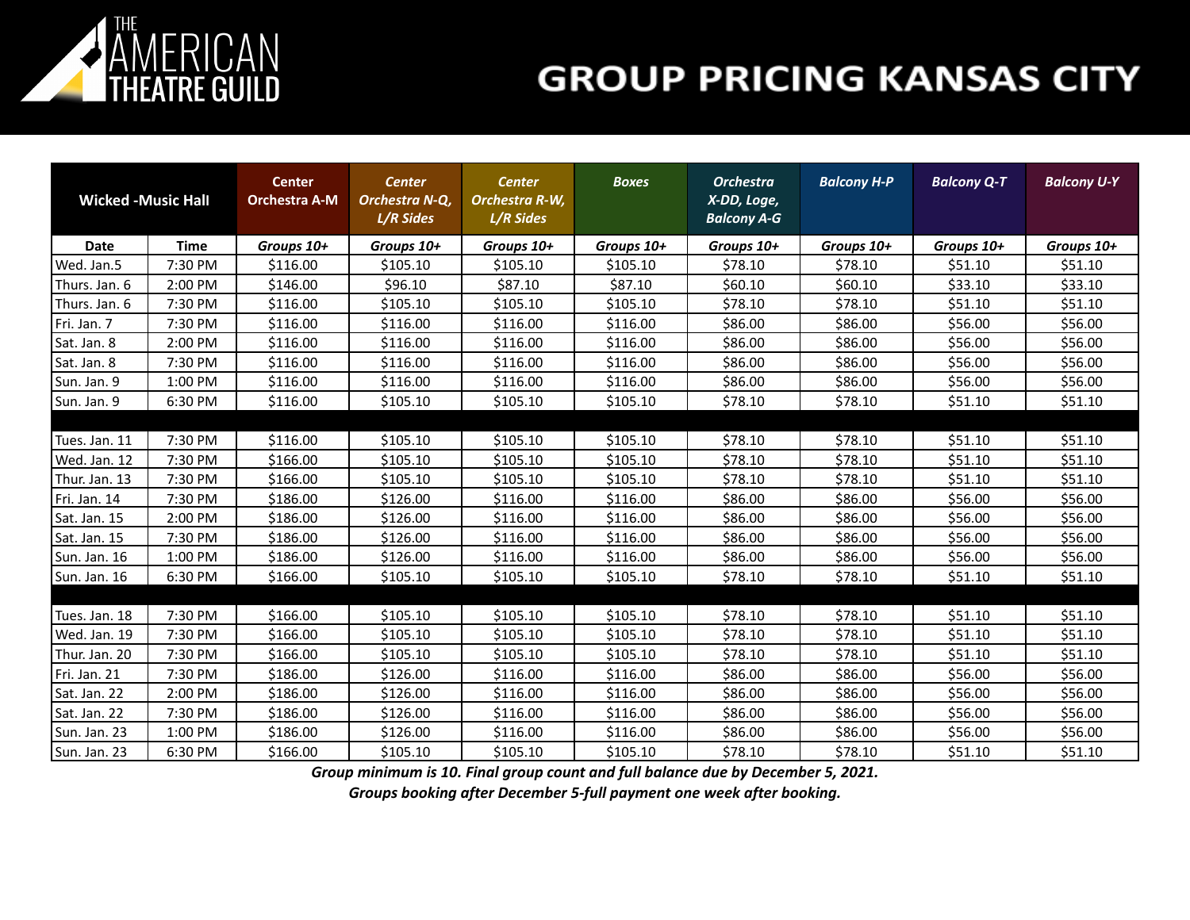# THE AMERICAN THEATRE GUILD

# GROUP PRICING KANSAS CITY

| Wicked -Music Hall | | Center Orchestra A-M | *Center Orchestra N-Q, L/R Sides* | *Center Orchestra R-W, L/R Sides* | *Boxes* | *Orchestra X-DD, Loge, Balcony A-G* | *Balcony H-P* | *Balcony Q-T* | *Balcony U-Y* |
|---|---|---|---|---|---|---|---|---|---|
| **Date** | **Time** | *Groups 10+* | *Groups 10+* | *Groups 10+* | *Groups 10+* | *Groups 10+* | *Groups 10+* | *Groups 10+* | *Groups 10+* |
| Wed. Jan.5 | 7:30 PM | $116.00 | $105.10 | $105.10 | $105.10 | $78.10 | $78.10 | $51.10 | $51.10 |
| Thurs. Jan. 6 | 2:00 PM | $146.00 | $96.10 | $87.10 | $87.10 | $60.10 | $60.10 | $33.10 | $33.10 |
| Thurs. Jan. 6 | 7:30 PM | $116.00 | $105.10 | $105.10 | $105.10 | $78.10 | $78.10 | $51.10 | $51.10 |
| Fri. Jan. 7 | 7:30 PM | $116.00 | $116.00 | $116.00 | $116.00 | $86.00 | $86.00 | $56.00 | $56.00 |
| Sat. Jan. 8 | 2:00 PM | $116.00 | $116.00 | $116.00 | $116.00 | $86.00 | $86.00 | $56.00 | $56.00 |
| Sat. Jan. 8 | 7:30 PM | $116.00 | $116.00 | $116.00 | $116.00 | $86.00 | $86.00 | $56.00 | $56.00 |
| Sun. Jan. 9 | 1:00 PM | $116.00 | $116.00 | $116.00 | $116.00 | $86.00 | $86.00 | $56.00 | $56.00 |
| Sun. Jan. 9 | 6:30 PM | $116.00 | $105.10 | $105.10 | $105.10 | $78.10 | $78.10 | $51.10 | $51.10 |
| | | | | | | | | | |
| Tues. Jan. 11 | 7:30 PM | $116.00 | $105.10 | $105.10 | $105.10 | $78.10 | $78.10 | $51.10 | $51.10 |
| Wed. Jan. 12 | 7:30 PM | $166.00 | $105.10 | $105.10 | $105.10 | $78.10 | $78.10 | $51.10 | $51.10 |
| Thur. Jan. 13 | 7:30 PM | $166.00 | $105.10 | $105.10 | $105.10 | $78.10 | $78.10 | $51.10 | $51.10 |
| Fri. Jan. 14 | 7:30 PM | $186.00 | $126.00 | $116.00 | $116.00 | $86.00 | $86.00 | $56.00 | $56.00 |
| Sat. Jan. 15 | 2:00 PM | $186.00 | $126.00 | $116.00 | $116.00 | $86.00 | $86.00 | $56.00 | $56.00 |
| Sat. Jan. 15 | 7:30 PM | $186.00 | $126.00 | $116.00 | $116.00 | $86.00 | $86.00 | $56.00 | $56.00 |
| Sun. Jan. 16 | 1:00 PM | $186.00 | $126.00 | $116.00 | $116.00 | $86.00 | $86.00 | $56.00 | $56.00 |
| Sun. Jan. 16 | 6:30 PM | $166.00 | $105.10 | $105.10 | $105.10 | $78.10 | $78.10 | $51.10 | $51.10 |
| | | | | | | | | | |
| Tues. Jan. 18 | 7:30 PM | $166.00 | $105.10 | $105.10 | $105.10 | $78.10 | $78.10 | $51.10 | $51.10 |
| Wed. Jan. 19 | 7:30 PM | $166.00 | $105.10 | $105.10 | $105.10 | $78.10 | $78.10 | $51.10 | $51.10 |
| Thur. Jan. 20 | 7:30 PM | $166.00 | $105.10 | $105.10 | $105.10 | $78.10 | $78.10 | $51.10 | $51.10 |
| Fri. Jan. 21 | 7:30 PM | $186.00 | $126.00 | $116.00 | $116.00 | $86.00 | $86.00 | $56.00 | $56.00 |
| Sat. Jan. 22 | 2:00 PM | $186.00 | $126.00 | $116.00 | $116.00 | $86.00 | $86.00 | $56.00 | $56.00 |
| Sat. Jan. 22 | 7:30 PM | $186.00 | $126.00 | $116.00 | $116.00 | $86.00 | $86.00 | $56.00 | $56.00 |
| Sun. Jan. 23 | 1:00 PM | $186.00 | $126.00 | $116.00 | $116.00 | $86.00 | $86.00 | $56.00 | $56.00 |
| Sun. Jan. 23 | 6:30 PM | $166.00 | $105.10 | $105.10 | $105.10 | $78.10 | $78.10 | $51.10 | $51.10 |

***Group minimum is 10. Final group count and full balance due by December 5, 2021.***

***Groups booking after December 5-full payment one week after booking.***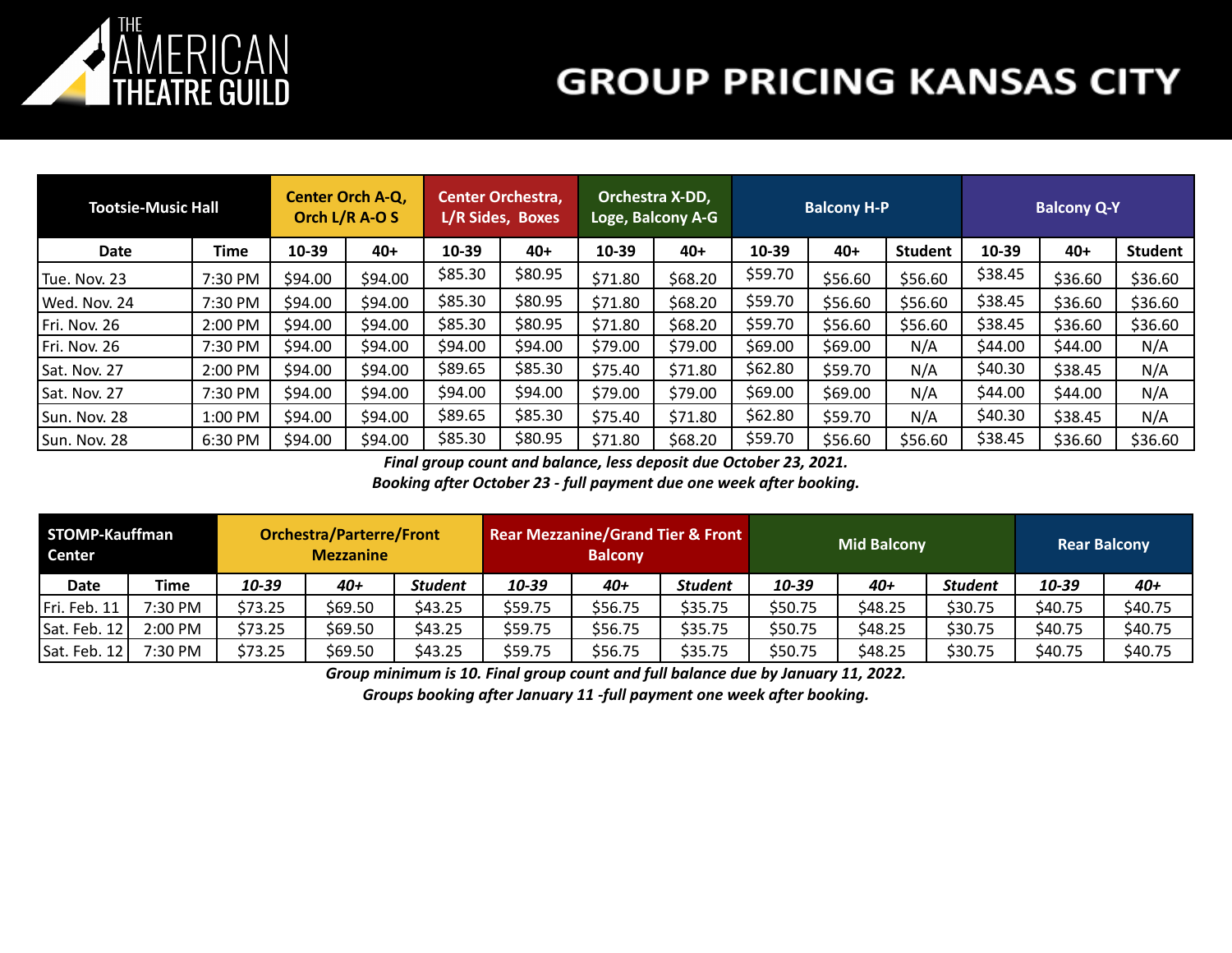# THE AMERICAN THEATRE GUILD

# GROUP PRICING KANSAS CITY

| Tootsie-Music Hall | | Center Orch A-Q, Orch L/R A-O S | | Center Orchestra, L/R Sides, Boxes | | Orchestra X-DD, Loge, Balcony A-G | | Balcony H-P | | | Balcony Q-Y | | |
|---|---|---|---|---|---|---|---|---|---|---|---|---|---|
| **Date** | **Time** | **10-39** | **40+** | **10-39** | **40+** | **10-39** | **40+** | **10-39** | **40+** | **Student** | **10-39** | **40+** | **Student** |
| Tue. Nov. 23 | 7:30 PM | $94.00 | $94.00 | $85.30 | $80.95 | $71.80 | $68.20 | $59.70 | $56.60 | $56.60 | $38.45 | $36.60 | $36.60 |
| Wed. Nov. 24 | 7:30 PM | $94.00 | $94.00 | $85.30 | $80.95 | $71.80 | $68.20 | $59.70 | $56.60 | $56.60 | $38.45 | $36.60 | $36.60 |
| Fri. Nov. 26 | 2:00 PM | $94.00 | $94.00 | $85.30 | $80.95 | $71.80 | $68.20 | $59.70 | $56.60 | $56.60 | $38.45 | $36.60 | $36.60 |
| Fri. Nov. 26 | 7:30 PM | $94.00 | $94.00 | $94.00 | $94.00 | $79.00 | $79.00 | $69.00 | $69.00 | N/A | $44.00 | $44.00 | N/A |
| Sat. Nov. 27 | 2:00 PM | $94.00 | $94.00 | $89.65 | $85.30 | $75.40 | $71.80 | $62.80 | $59.70 | N/A | $40.30 | $38.45 | N/A |
| Sat. Nov. 27 | 7:30 PM | $94.00 | $94.00 | $94.00 | $94.00 | $79.00 | $79.00 | $69.00 | $69.00 | N/A | $44.00 | $44.00 | N/A |
| Sun. Nov. 28 | 1:00 PM | $94.00 | $94.00 | $89.65 | $85.30 | $75.40 | $71.80 | $62.80 | $59.70 | N/A | $40.30 | $38.45 | N/A |
| Sun. Nov. 28 | 6:30 PM | $94.00 | $94.00 | $85.30 | $80.95 | $71.80 | $68.20 | $59.70 | $56.60 | $56.60 | $38.45 | $36.60 | $36.60 |

***Final group count and balance, less deposit due October 23, 2021.***
***Booking after October 23 - full payment due one week after booking.***

| STOMP-Kauffman Center | | Orchestra/Parterre/Front Mezzanine | | | Rear Mezzanine/Grand Tier & Front Balcony | | | Mid Balcony | | | Rear Balcony | |
|---|---|---|---|---|---|---|---|---|---|---|---|---|
| **Date** | **Time** | ***10-39*** | ***40+*** | ***Student*** | ***10-39*** | ***40+*** | ***Student*** | ***10-39*** | ***40+*** | ***Student*** | ***10-39*** | ***40+*** |
| Fri. Feb. 11 | 7:30 PM | $73.25 | $69.50 | $43.25 | $59.75 | $56.75 | $35.75 | $50.75 | $48.25 | $30.75 | $40.75 | $40.75 |
| Sat. Feb. 12 | 2:00 PM | $73.25 | $69.50 | $43.25 | $59.75 | $56.75 | $35.75 | $50.75 | $48.25 | $30.75 | $40.75 | $40.75 |
| Sat. Feb. 12 | 7:30 PM | $73.25 | $69.50 | $43.25 | $59.75 | $56.75 | $35.75 | $50.75 | $48.25 | $30.75 | $40.75 | $40.75 |

***Group minimum is 10. Final group count and full balance due by January 11, 2022.***
***Groups booking after January 11 -full payment one week after booking.***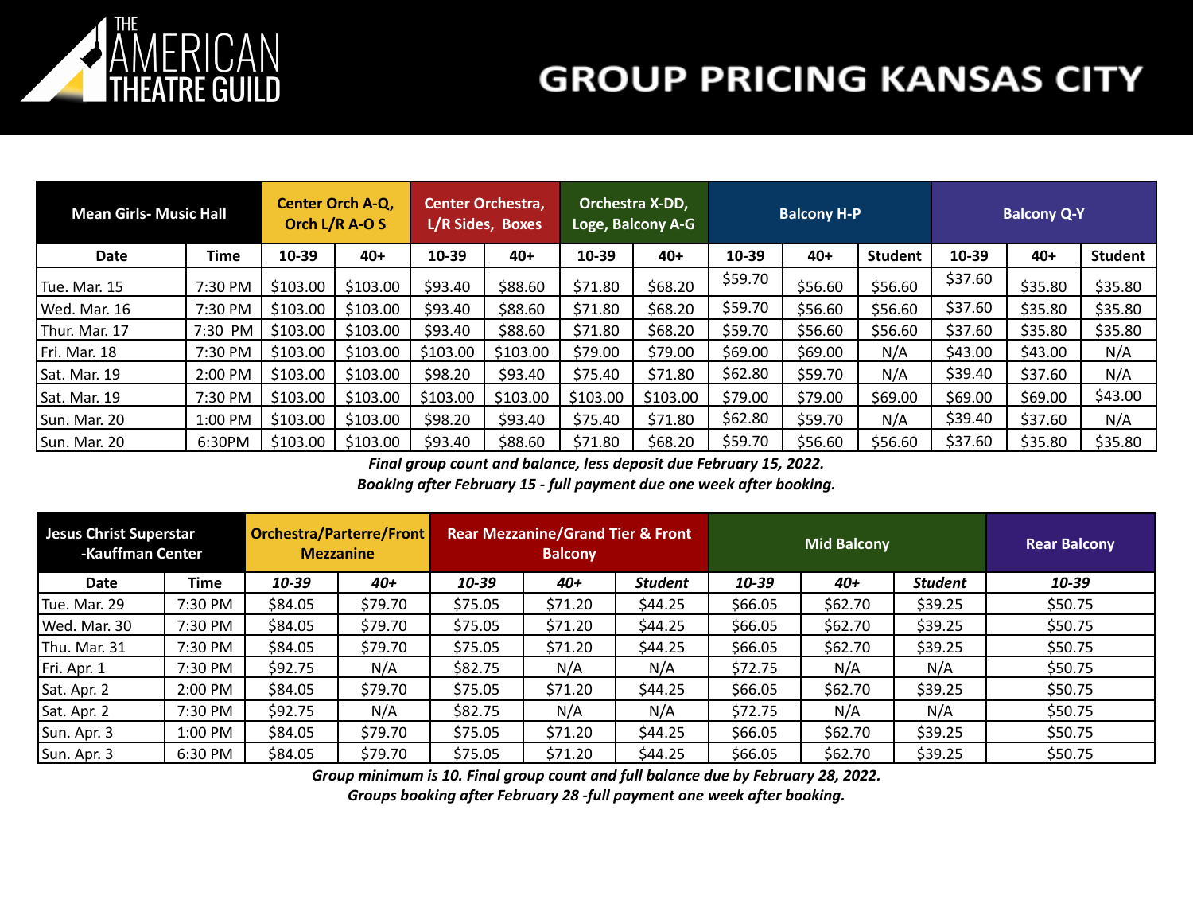# THE AMERICAN THEATRE GUILD

# GROUP PRICING KANSAS CITY

| Mean Girls- Music Hall | | Center Orch A-Q, Orch L/R A-O S | | Center Orchestra, L/R Sides, Boxes | | Orchestra X-DD, Loge, Balcony A-G | | Balcony H-P | | | Balcony Q-Y | | |
|---|---|---|---|---|---|---|---|---|---|---|---|---|---|
| Date | Time | 10-39 | 40+ | 10-39 | 40+ | 10-39 | 40+ | 10-39 | 40+ | Student | 10-39 | 40+ | Student |
| Tue. Mar. 15 | 7:30 PM | $103.00 | $103.00 | $93.40 | $88.60 | $71.80 | $68.20 | $59.70 | $56.60 | $56.60 | $37.60 | $35.80 | $35.80 |
| Wed. Mar. 16 | 7:30 PM | $103.00 | $103.00 | $93.40 | $88.60 | $71.80 | $68.20 | $59.70 | $56.60 | $56.60 | $37.60 | $35.80 | $35.80 |
| Thur. Mar. 17 | 7:30 PM | $103.00 | $103.00 | $93.40 | $88.60 | $71.80 | $68.20 | $59.70 | $56.60 | $56.60 | $37.60 | $35.80 | $35.80 |
| Fri. Mar. 18 | 7:30 PM | $103.00 | $103.00 | $103.00 | $103.00 | $79.00 | $79.00 | $69.00 | $69.00 | N/A | $43.00 | $43.00 | N/A |
| Sat. Mar. 19 | 2:00 PM | $103.00 | $103.00 | $98.20 | $93.40 | $75.40 | $71.80 | $62.80 | $59.70 | N/A | $39.40 | $37.60 | N/A |
| Sat. Mar. 19 | 7:30 PM | $103.00 | $103.00 | $103.00 | $103.00 | $103.00 | $103.00 | $79.00 | $79.00 | $69.00 | $69.00 | $69.00 | $43.00 |
| Sun. Mar. 20 | 1:00 PM | $103.00 | $103.00 | $98.20 | $93.40 | $75.40 | $71.80 | $62.80 | $59.70 | N/A | $39.40 | $37.60 | N/A |
| Sun. Mar. 20 | 6:30PM | $103.00 | $103.00 | $93.40 | $88.60 | $71.80 | $68.20 | $59.70 | $56.60 | $56.60 | $37.60 | $35.80 | $35.80 |

***Final group count and balance, less deposit due February 15, 2022.***
***Booking after February 15 - full payment due one week after booking.***

| Jesus Christ Superstar -Kauffman Center | | Orchestra/Parterre/Front Mezzanine | | Rear Mezzanine/Grand Tier & Front Balcony | | | Mid Balcony | | | Rear Balcony |
|---|---|---|---|---|---|---|---|---|---|---|
| Date | Time | *10-39* | *40+* | *10-39* | *40+* | *Student* | *10-39* | *40+* | *Student* | *10-39* |
| Tue. Mar. 29 | 7:30 PM | $84.05 | $79.70 | $75.05 | $71.20 | $44.25 | $66.05 | $62.70 | $39.25 | $50.75 |
| Wed. Mar. 30 | 7:30 PM | $84.05 | $79.70 | $75.05 | $71.20 | $44.25 | $66.05 | $62.70 | $39.25 | $50.75 |
| Thu. Mar. 31 | 7:30 PM | $84.05 | $79.70 | $75.05 | $71.20 | $44.25 | $66.05 | $62.70 | $39.25 | $50.75 |
| Fri. Apr. 1 | 7:30 PM | $92.75 | N/A | $82.75 | N/A | N/A | $72.75 | N/A | N/A | $50.75 |
| Sat. Apr. 2 | 2:00 PM | $84.05 | $79.70 | $75.05 | $71.20 | $44.25 | $66.05 | $62.70 | $39.25 | $50.75 |
| Sat. Apr. 2 | 7:30 PM | $92.75 | N/A | $82.75 | N/A | N/A | $72.75 | N/A | N/A | $50.75 |
| Sun. Apr. 3 | 1:00 PM | $84.05 | $79.70 | $75.05 | $71.20 | $44.25 | $66.05 | $62.70 | $39.25 | $50.75 |
| Sun. Apr. 3 | 6:30 PM | $84.05 | $79.70 | $75.05 | $71.20 | $44.25 | $66.05 | $62.70 | $39.25 | $50.75 |

***Group minimum is 10. Final group count and full balance due by February 28, 2022.***
***Groups booking after February 28 -full payment one week after booking.***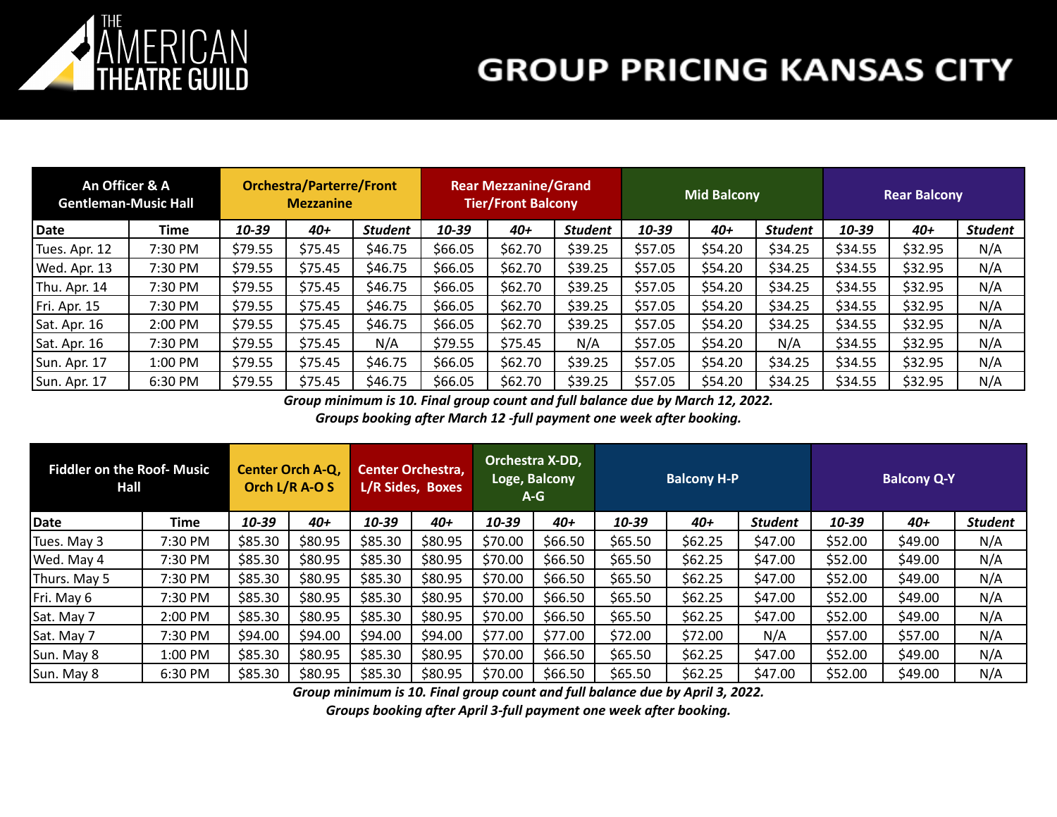# GROUP PRICING KANSAS CITY

| An Officer & A Gentleman-Music Hall | | Orchestra/Parterre/Front Mezzanine | | | Rear Mezzanine/Grand Tier/Front Balcony | | | Mid Balcony | | | Rear Balcony | | |
|---|---|---|---|---|---|---|---|---|---|---|---|---|---|
| **Date** | **Time** | ***10-39*** | ***40+*** | ***Student*** | ***10-39*** | ***40+*** | ***Student*** | ***10-39*** | ***40+*** | ***Student*** | ***10-39*** | ***40+*** | ***Student*** |
| Tues. Apr. 12 | 7:30 PM | $79.55 | $75.45 | $46.75 | $66.05 | $62.70 | $39.25 | $57.05 | $54.20 | $34.25 | $34.55 | $32.95 | N/A |
| Wed. Apr. 13 | 7:30 PM | $79.55 | $75.45 | $46.75 | $66.05 | $62.70 | $39.25 | $57.05 | $54.20 | $34.25 | $34.55 | $32.95 | N/A |
| Thu. Apr. 14 | 7:30 PM | $79.55 | $75.45 | $46.75 | $66.05 | $62.70 | $39.25 | $57.05 | $54.20 | $34.25 | $34.55 | $32.95 | N/A |
| Fri. Apr. 15 | 7:30 PM | $79.55 | $75.45 | $46.75 | $66.05 | $62.70 | $39.25 | $57.05 | $54.20 | $34.25 | $34.55 | $32.95 | N/A |
| Sat. Apr. 16 | 2:00 PM | $79.55 | $75.45 | $46.75 | $66.05 | $62.70 | $39.25 | $57.05 | $54.20 | $34.25 | $34.55 | $32.95 | N/A |
| Sat. Apr. 16 | 7:30 PM | $79.55 | $75.45 | N/A | $79.55 | $75.45 | N/A | $57.05 | $54.20 | N/A | $34.55 | $32.95 | N/A |
| Sun. Apr. 17 | 1:00 PM | $79.55 | $75.45 | $46.75 | $66.05 | $62.70 | $39.25 | $57.05 | $54.20 | $34.25 | $34.55 | $32.95 | N/A |
| Sun. Apr. 17 | 6:30 PM | $79.55 | $75.45 | $46.75 | $66.05 | $62.70 | $39.25 | $57.05 | $54.20 | $34.25 | $34.55 | $32.95 | N/A |

***Group minimum is 10. Final group count and full balance due by March 12, 2022.***
***Groups booking after March 12 -full payment one week after booking.***

| Fiddler on the Roof- Music Hall | | Center Orch A-Q, Orch L/R A-O S | | Center Orchestra, L/R Sides, Boxes | | Orchestra X-DD, Loge, Balcony A-G | | Balcony H-P | | | Balcony Q-Y | | |
|---|---|---|---|---|---|---|---|---|---|---|---|---|---|
| **Date** | **Time** | ***10-39*** | ***40+*** | ***10-39*** | ***40+*** | ***10-39*** | ***40+*** | ***10-39*** | ***40+*** | ***Student*** | ***10-39*** | ***40+*** | ***Student*** |
| Tues. May 3 | 7:30 PM | $85.30 | $80.95 | $85.30 | $80.95 | $70.00 | $66.50 | $65.50 | $62.25 | $47.00 | $52.00 | $49.00 | N/A |
| Wed. May 4 | 7:30 PM | $85.30 | $80.95 | $85.30 | $80.95 | $70.00 | $66.50 | $65.50 | $62.25 | $47.00 | $52.00 | $49.00 | N/A |
| Thurs. May 5 | 7:30 PM | $85.30 | $80.95 | $85.30 | $80.95 | $70.00 | $66.50 | $65.50 | $62.25 | $47.00 | $52.00 | $49.00 | N/A |
| Fri. May 6 | 7:30 PM | $85.30 | $80.95 | $85.30 | $80.95 | $70.00 | $66.50 | $65.50 | $62.25 | $47.00 | $52.00 | $49.00 | N/A |
| Sat. May 7 | 2:00 PM | $85.30 | $80.95 | $85.30 | $80.95 | $70.00 | $66.50 | $65.50 | $62.25 | $47.00 | $52.00 | $49.00 | N/A |
| Sat. May 7 | 7:30 PM | $94.00 | $94.00 | $94.00 | $94.00 | $77.00 | $77.00 | $72.00 | $72.00 | N/A | $57.00 | $57.00 | N/A |
| Sun. May 8 | 1:00 PM | $85.30 | $80.95 | $85.30 | $80.95 | $70.00 | $66.50 | $65.50 | $62.25 | $47.00 | $52.00 | $49.00 | N/A |
| Sun. May 8 | 6:30 PM | $85.30 | $80.95 | $85.30 | $80.95 | $70.00 | $66.50 | $65.50 | $62.25 | $47.00 | $52.00 | $49.00 | N/A |

***Group minimum is 10. Final group count and full balance due by April 3, 2022.***
***Groups booking after April 3-full payment one week after booking.***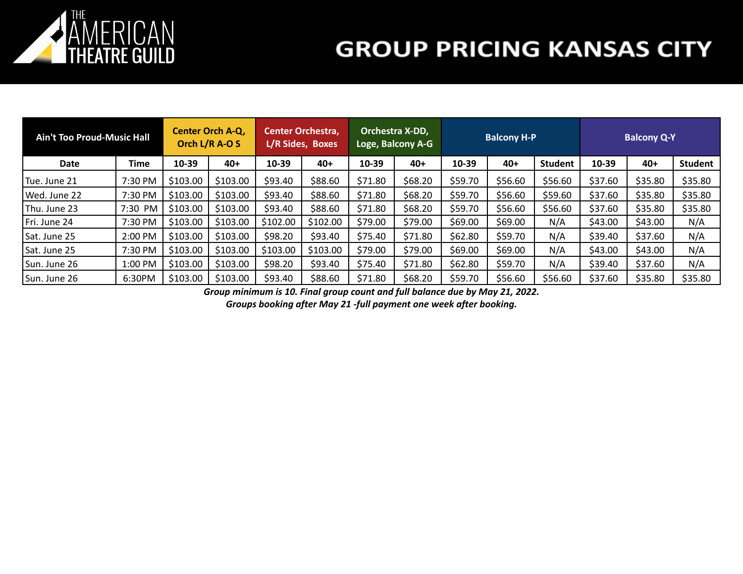# GROUP PRICING KANSAS CITY

| Ain't Too Proud-Music Hall | | Center Orch A-Q, Orch L/R A-O S | | Center Orchestra, L/R Sides, Boxes | | Orchestra X-DD, Loge, Balcony A-G | | Balcony H-P | | | Balcony Q-Y | | |
|---|---|---|---|---|---|---|---|---|---|---|---|---|---|
| **Date** | **Time** | **10-39** | **40+** | **10-39** | **40+** | **10-39** | **40+** | **10-39** | **40+** | **Student** | **10-39** | **40+** | **Student** |
| Tue. June 21 | 7:30 PM | $103.00 | $103.00 | $93.40 | $88.60 | $71.80 | $68.20 | $59.70 | $56.60 | $56.60 | $37.60 | $35.80 | $35.80 |
| Wed. June 22 | 7:30 PM | $103.00 | $103.00 | $93.40 | $88.60 | $71.80 | $68.20 | $59.70 | $56.60 | $59.60 | $37.60 | $35.80 | $35.80 |
| Thu. June 23 | 7:30 PM | $103.00 | $103.00 | $93.40 | $88.60 | $71.80 | $68.20 | $59.70 | $56.60 | $56.60 | $37.60 | $35.80 | $35.80 |
| Fri. June 24 | 7:30 PM | $103.00 | $103.00 | $102.00 | $102.00 | $79.00 | $79.00 | $69.00 | $69.00 | N/A | $43.00 | $43.00 | N/A |
| Sat. June 25 | 2:00 PM | $103.00 | $103.00 | $98.20 | $93.40 | $75.40 | $71.80 | $62.80 | $59.70 | N/A | $39.40 | $37.60 | N/A |
| Sat. June 25 | 7:30 PM | $103.00 | $103.00 | $103.00 | $103.00 | $79.00 | $79.00 | $69.00 | $69.00 | N/A | $43.00 | $43.00 | N/A |
| Sun. June 26 | 1:00 PM | $103.00 | $103.00 | $98.20 | $93.40 | $75.40 | $71.80 | $62.80 | $59.70 | N/A | $39.40 | $37.60 | N/A |
| Sun. June 26 | 6:30PM | $103.00 | $103.00 | $93.40 | $88.60 | $71.80 | $68.20 | $59.70 | $56.60 | $56.60 | $37.60 | $35.80 | $35.80 |

***Group minimum is 10. Final group count and full balance due by May 21, 2022.***
***Groups booking after May 21 -full payment one week after booking.***